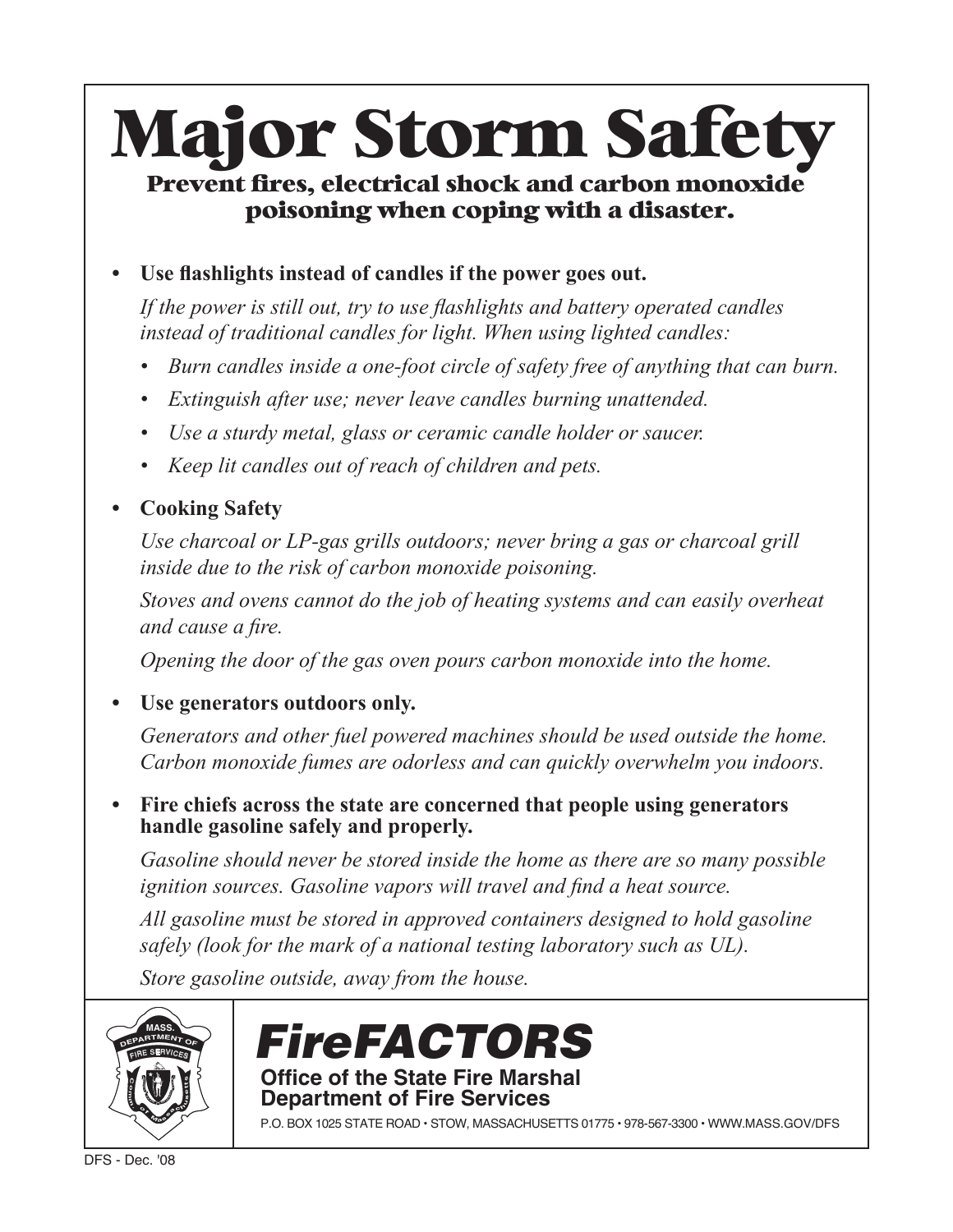# Major Storm Safety

## Prevent fires, electrical shock and carbon monoxide poisoning when coping with a disaster.

- **Use flashlights instead of candles if the power goes out.**

  *If the power is still out, try to use flashlights and battery operated candles instead of traditional candles for light. When using lighted candles:*

  - *Burn candles inside a one-foot circle of safety free of anything that can burn.*
  - *Extinguish after use; never leave candles burning unattended.*
  - *Use a sturdy metal, glass or ceramic candle holder or saucer.*
  - *Keep lit candles out of reach of children and pets.*

- **Cooking Safety**

  *Use charcoal or LP-gas grills outdoors; never bring a gas or charcoal grill inside due to the risk of carbon monoxide poisoning.*

  *Stoves and ovens cannot do the job of heating systems and can easily overheat and cause a fire.*

  *Opening the door of the gas oven pours carbon monoxide into the home.*

- **Use generators outdoors only.**

  *Generators and other fuel powered machines should be used outside the home. Carbon monoxide fumes are odorless and can quickly overwhelm you indoors.*

- **Fire chiefs across the state are concerned that people using generators handle gasoline safely and properly.**

  *Gasoline should never be stored inside the home as there are so many possible ignition sources. Gasoline vapors will travel and find a heat source.*

  *All gasoline must be stored in approved containers designed to hold gasoline safely (look for the mark of a national testing laboratory such as UL).*

  *Store gasoline outside, away from the house.*

---

MASS. DEPARTMENT OF FIRE SERVICES

**FireFACTORS**

**Office of the State Fire Marshal**
**Department of Fire Services**

P.O. BOX 1025 STATE ROAD • STOW, MASSACHUSETTS 01775 • 978-567-3300 • WWW.MASS.GOV/DFS

DFS - Dec. '08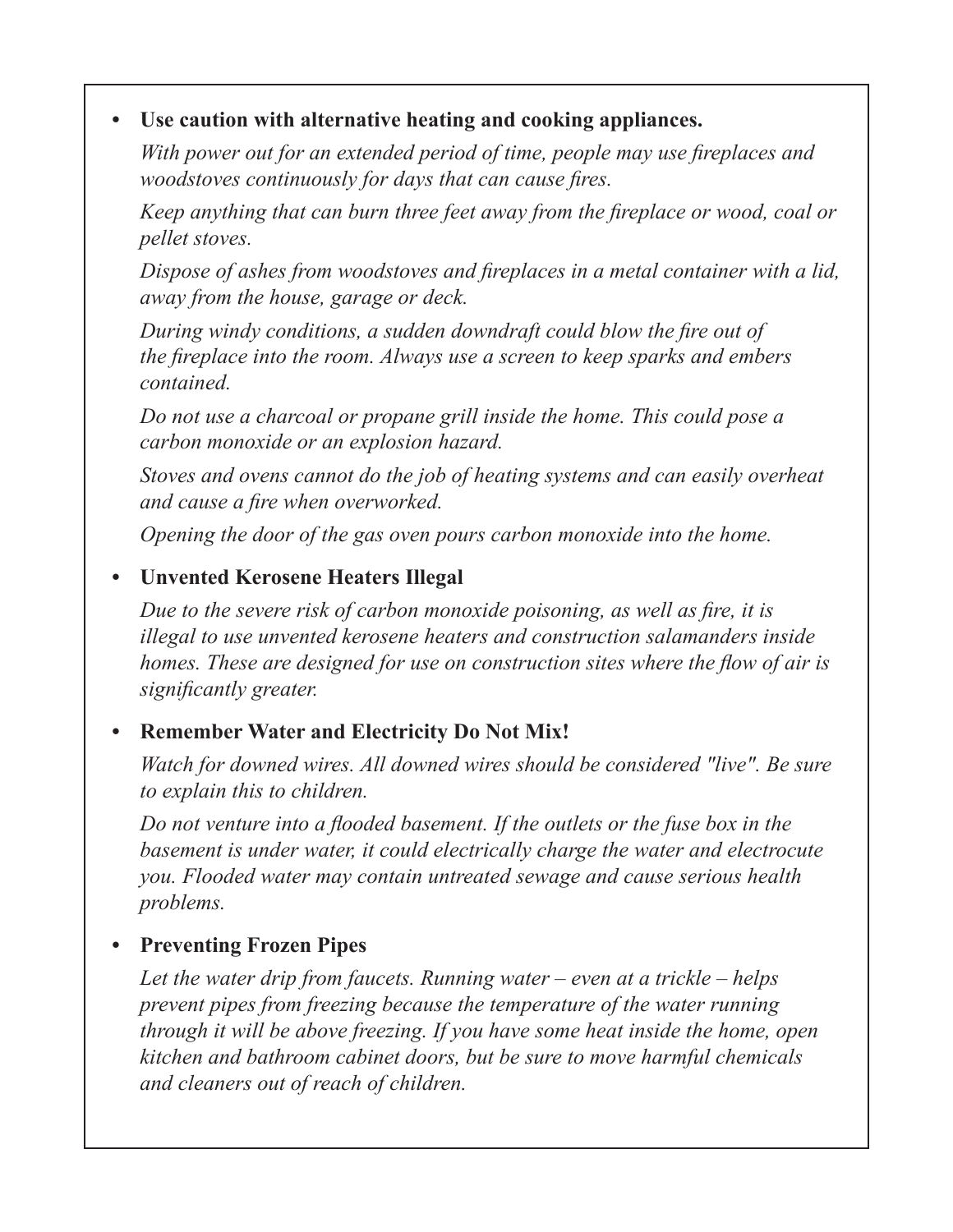- **Use caution with alternative heating and cooking appliances.**

  *With power out for an extended period of time, people may use fireplaces and woodstoves continuously for days that can cause fires.*

  *Keep anything that can burn three feet away from the fireplace or wood, coal or pellet stoves.*

  *Dispose of ashes from woodstoves and fireplaces in a metal container with a lid, away from the house, garage or deck.*

  *During windy conditions, a sudden downdraft could blow the fire out of the fireplace into the room. Always use a screen to keep sparks and embers contained.*

  *Do not use a charcoal or propane grill inside the home. This could pose a carbon monoxide or an explosion hazard.*

  *Stoves and ovens cannot do the job of heating systems and can easily overheat and cause a fire when overworked.*

  *Opening the door of the gas oven pours carbon monoxide into the home.*

- **Unvented Kerosene Heaters Illegal**

  *Due to the severe risk of carbon monoxide poisoning, as well as fire, it is illegal to use unvented kerosene heaters and construction salamanders inside homes. These are designed for use on construction sites where the flow of air is significantly greater.*

- **Remember Water and Electricity Do Not Mix!**

  *Watch for downed wires. All downed wires should be considered "live". Be sure to explain this to children.*

  *Do not venture into a flooded basement. If the outlets or the fuse box in the basement is under water, it could electrically charge the water and electrocute you. Flooded water may contain untreated sewage and cause serious health problems.*

- **Preventing Frozen Pipes**

  *Let the water drip from faucets. Running water – even at a trickle – helps prevent pipes from freezing because the temperature of the water running through it will be above freezing. If you have some heat inside the home, open kitchen and bathroom cabinet doors, but be sure to move harmful chemicals and cleaners out of reach of children.*